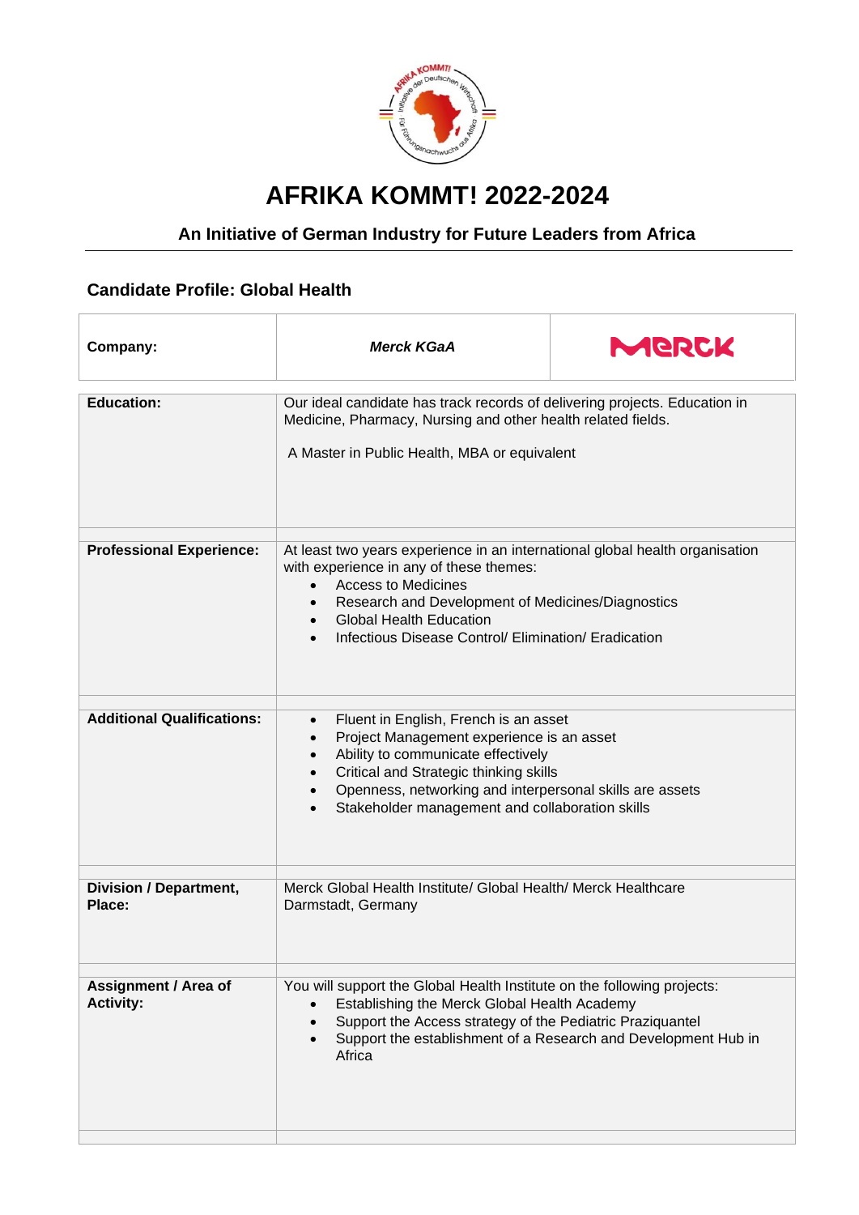# AFRIKA KOMMT! 2022-2024

## An Initiative of German Industry for Future Leaders from Africa

### Candidate Profile: Global Health

| Company: | *Merck KGaA* | MERCK |
|---|---|---|

| | |
|---|---|
| **Education:** | Our ideal candidate has track records of delivering projects. Education in Medicine, Pharmacy, Nursing and other health related fields.<br><br>A Master in Public Health, MBA or equivalent |
| **Professional Experience:** | At least two years experience in an international global health organisation with experience in any of these themes:<br>• Access to Medicines<br>• Research and Development of Medicines/Diagnostics<br>• Global Health Education<br>• Infectious Disease Control/ Elimination/ Eradication |
| **Additional Qualifications:** | • Fluent in English, French is an asset<br>• Project Management experience is an asset<br>• Ability to communicate effectively<br>• Critical and Strategic thinking skills<br>• Openness, networking and interpersonal skills are assets<br>• Stakeholder management and collaboration skills |
| **Division / Department, Place:** | Merck Global Health Institute/ Global Health/ Merck Healthcare<br>Darmstadt, Germany |
| **Assignment / Area of Activity:** | You will support the Global Health Institute on the following projects:<br>• Establishing the Merck Global Health Academy<br>• Support the Access strategy of the Pediatric Praziquantel<br>• Support the establishment of a Research and Development Hub in Africa |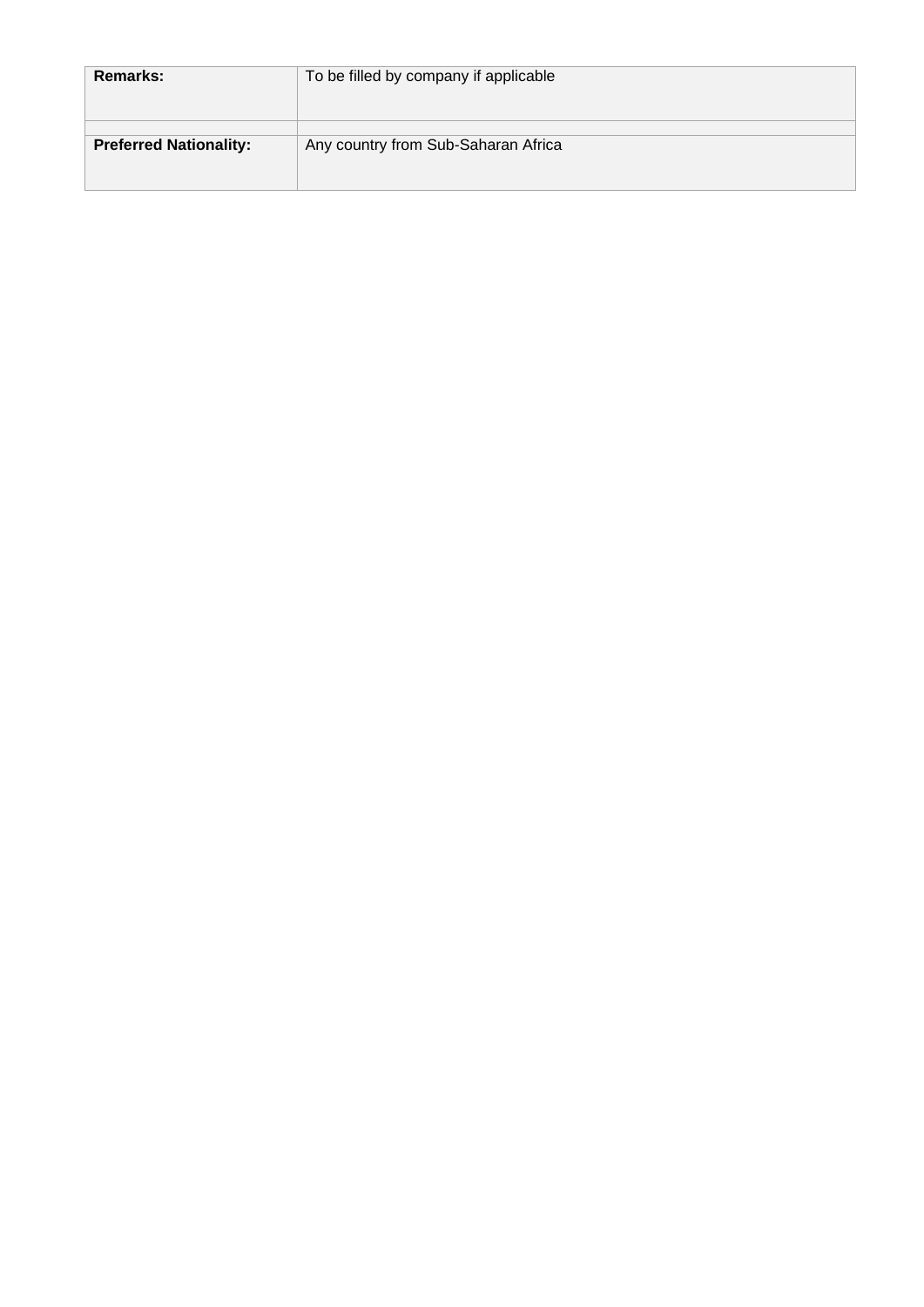| | |
|---|---|
| **Remarks:** | To be filled by company if applicable |
| | |
| **Preferred Nationality:** | Any country from Sub-Saharan Africa |